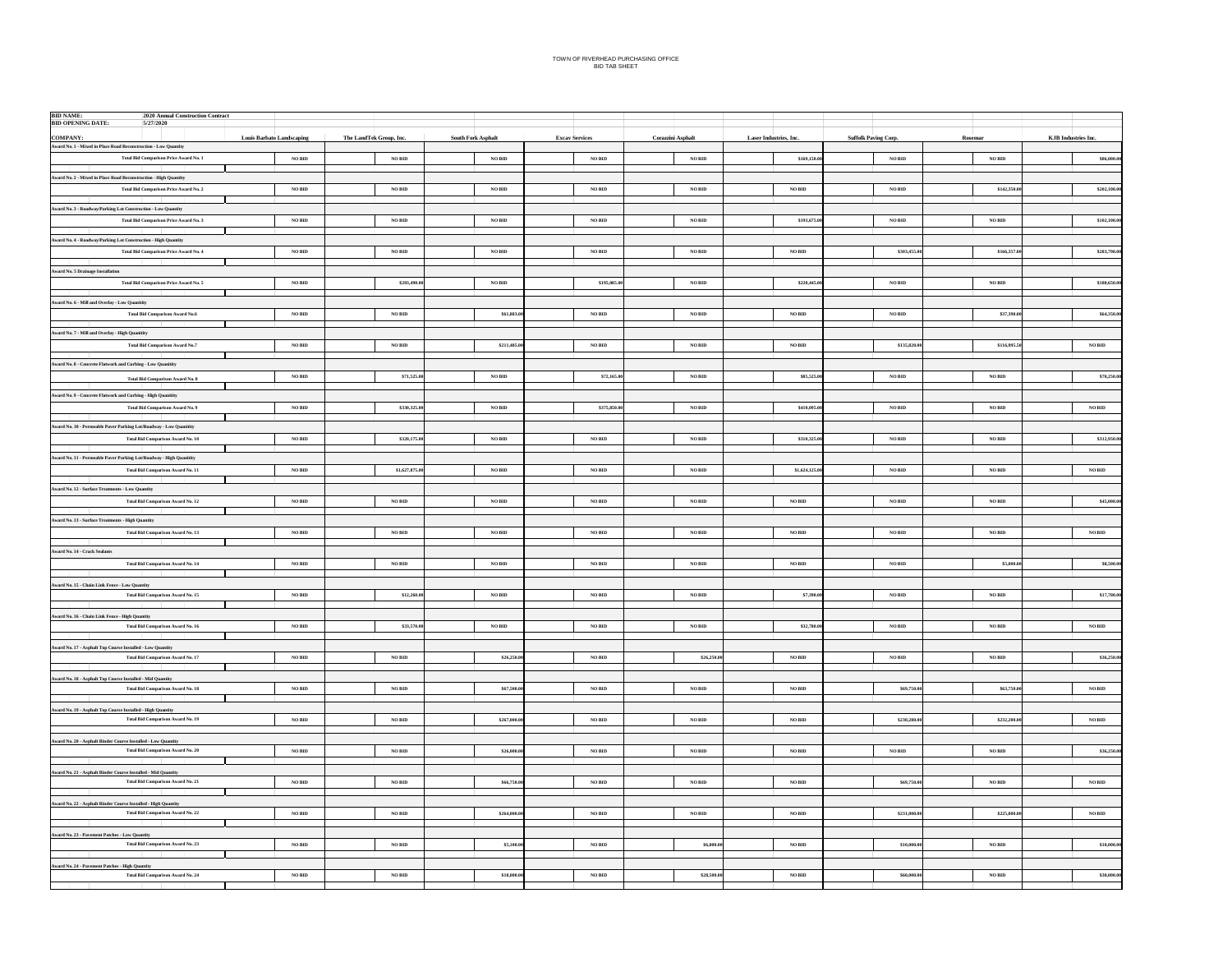TOWN OF RIVERHEAD PURCHASING OFFICE
BID TAB SHEET

**BID NAME:** 2020 Annual Construction Contract
**BID OPENING DATE:** 5/27/2020

| COMPANY: | Louis Barbato Landscaping | The LandTek Group, Inc. | South Fork Asphalt | Excav Services | Corazzini Asphalt | Laser Industries, Inc. | Suffolk Paving Corp. | Rosemar | KJB Industries Inc. |
|---|---|---|---|---|---|---|---|---|---|
| **Award No. 1 - Mixed in Place Road Reconstruction - Low Quantity** | | | | | | | | | |
| Total Bid Comparison Price Award No. 1 | NO BID | NO BID | NO BID | NO BID | NO BID | $169,150.00 | NO BID | NO BID | $86,000.00 |
| **Award No. 2 - Mixed in Place Road Reconstruction - High Quantity** | | | | | | | | | |
| Total Bid Comparison Price Award No. 2 | NO BID | NO BID | NO BID | NO BID | NO BID | NO BID | NO BID | $142,350.00 | $202,100.00 |
| **Award No. 3 - Roadway/Parking Lot Construction - Low Quantity** | | | | | | | | | |
| Total Bid Comparison Price Award No. 3 | NO BID | NO BID | NO BID | NO BID | NO BID | $193,675.00 | NO BID | NO BID | $102,100.00 |
| **Award No. 4 - Roadway/Parking Lot Construction - High Quantity** | | | | | | | | | |
| Total Bid Comparison Price Award No. 4 | NO BID | NO BID | NO BID | NO BID | NO BID | NO BID | $303,455.00 | $166,357.00 | $283,790.00 |
| **Award No. 5 Drainage Installation** | | | | | | | | | |
| Total Bid Comparison Price Award No. 5 | NO BID | $203,490.00 | NO BID | $195,085.00 | NO BID | $220,445.00 | NO BID | NO BID | $180,650.00 |
| **Award No. 6 - Mill and Overlay - Low Quantity** | | | | | | | | | |
| Total Bid Comparison Award No.6 | NO BID | NO BID | $61,883.00 | NO BID | NO BID | NO BID | NO BID | $37,398.00 | $64,350.00 |
| **Award No. 7 - Mill and Overlay - High Quantity** | | | | | | | | | |
| Total Bid Comparison Award No.7 | NO BID | NO BID | $211,405.00 | NO BID | NO BID | NO BID | $135,820.00 | $116,995.50 | NO BID |
| **Award No. 8 - Concrete Flatwork and Curbing - Low Quantity** | | | | | | | | | |
| Total Bid Comparison Award No. 8 | NO BID | $71,525.00 | NO BID | $72,165.00 | NO BID | $85,525.00 | NO BID | NO BID | $70,250.00 |
| **Award No. 9 - Concrete Flatwork and Curbing - High Quantity** | | | | | | | | | |
| Total Bid Comparison Award No. 9 | NO BID | $330,325.00 | NO BID | $375,850.00 | NO BID | $410,095.00 | NO BID | NO BID | NO BID |
| **Award No. 10 - Permeable Paver Parking Lot/Roadway - Low Quantity** | | | | | | | | | |
| Total Bid Comparison Award No. 10 | NO BID | $320,175.00 | NO BID | NO BID | NO BID | $310,325.00 | NO BID | NO BID | $312,950.00 |
| **Award No. 11 - Permeable Paver Parking Lot/Roadway - High Quantity** | | | | | | | | | |
| Total Bid Comparison Award No. 11 | NO BID | $1,627,875.00 | NO BID | NO BID | NO BID | $1,624,125.00 | NO BID | NO BID | NO BID |
| **Award No. 12 - Surface Treatments - Low Quantity** | | | | | | | | | |
| Total Bid Comparison Award No. 12 | NO BID | NO BID | NO BID | NO BID | NO BID | NO BID | NO BID | NO BID | $45,000.00 |
| **Award No. 13 - Surface Treatments - High Quantity** | | | | | | | | | |
| Total Bid Comparison Award No. 13 | NO BID | NO BID | NO BID | NO BID | NO BID | NO BID | NO BID | NO BID | NO BID |
| **Award No. 14 - Crack Sealants** | | | | | | | | | |
| Total Bid Comparison Award No. 14 | NO BID | NO BID | NO BID | NO BID | NO BID | NO BID | NO BID | $5,000.00 | $8,500.00 |
| **Award No. 15 - Chain Link Fence - Low Quantity** | | | | | | | | | |
| Total Bid Comparison Award No. 15 | NO BID | $12,260.00 | NO BID | NO BID | NO BID | $7,390.00 | NO BID | NO BID | $17,700.00 |
| **Award No. 16 - Chain Link Fence - High Quantity** | | | | | | | | | |
| Total Bid Comparison Award No. 16 | NO BID | $33,570.00 | NO BID | NO BID | NO BID | $32,780.00 | NO BID | NO BID | NO BID |
| **Award No. 17 - Asphalt Top Course Installed - Low Quantity** | | | | | | | | | |
| Total Bid Comparison Award No. 17 | NO BID | NO BID | $26,250.00 | NO BID | $26,250.00 | NO BID | NO BID | NO BID | $36,250.00 |
| **Award No. 18 - Asphalt Top Course Installed - Mid Quantity** | | | | | | | | | |
| Total Bid Comparison Award No. 18 | NO BID | NO BID | $67,500.00 | NO BID | NO BID | NO BID | $69,750.00 | $63,750.00 | NO BID |
| **Award No. 19 - Asphalt Top Course Installed - High Quantity** | | | | | | | | | |
| Total Bid Comparison Award No. 19 | NO BID | NO BID | $267,000.00 | NO BID | NO BID | NO BID | $230,280.00 | $232,200.00 | NO BID |
| **Award No. 20 - Asphalt Binder Course Installed - Low Quantity** | | | | | | | | | |
| Total Bid Comparison Award No. 20 | NO BID | NO BID | $26,000.00 | NO BID | NO BID | NO BID | NO BID | NO BID | $36,250.00 |
| **Award No. 21 - Asphalt Binder Course Installed - Mid Quantity** | | | | | | | | | |
| Total Bid Comparison Award No. 21 | NO BID | NO BID | $66,750.00 | NO BID | NO BID | NO BID | $69,750.00 | NO BID | NO BID |
| **Award No. 22 - Asphalt Binder Course Installed - High Quantity** | | | | | | | | | |
| Total Bid Comparison Award No. 22 | NO BID | NO BID | $264,000.00 | NO BID | NO BID | NO BID | $231,000.00 | $225,000.00 | NO BID |
| **Award No. 23 - Pavement Patches - Low Quantity** | | | | | | | | | |
| Total Bid Comparison Award No. 23 | NO BID | NO BID | $5,100.00 | NO BID | $6,000.00 | NO BID | $10,000.00 | NO BID | $10,000.00 |
| **Award No. 24 - Pavement Patches - High Quantity** | | | | | | | | | |
| Total Bid Comparison Award No. 24 | NO BID | NO BID | $18,000.00 | NO BID | $28,500.00 | NO BID | $60,000.00 | NO BID | $30,000.00 |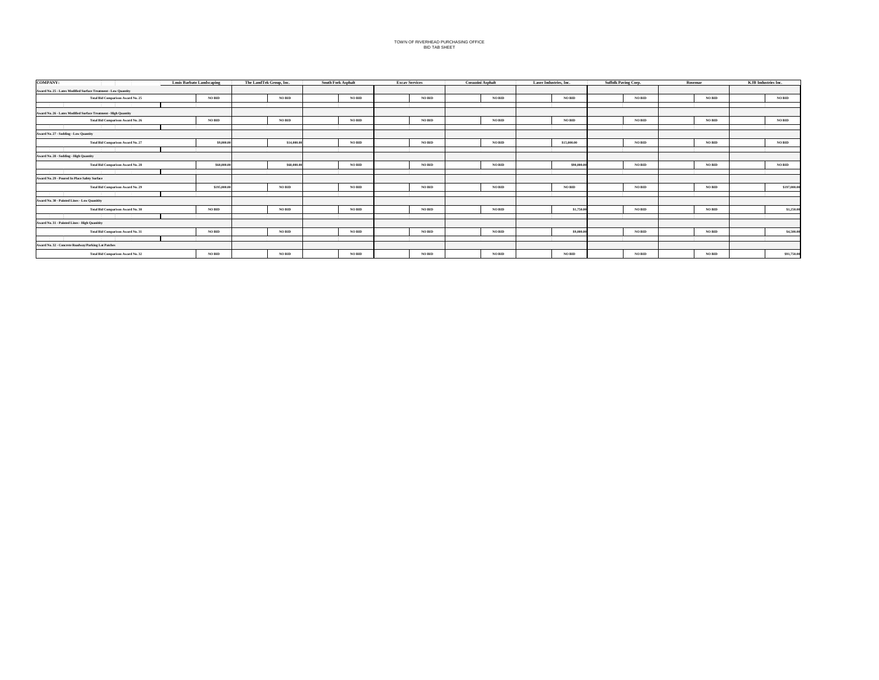TOWN OF RIVERHEAD PURCHASING OFFICE
BID TAB SHEET

| COMPANY: | Louis Barbato Landscaping | The LandTek Group, Inc. | South Fork Asphalt | Excav Services | Corazzini Asphalt | Laser Industries, Inc. | Suffolk Paving Corp. | Rosemar | KJB Industries Inc. |
|---|---|---|---|---|---|---|---|---|---|
| Award No. 25 - Latex Modified Surface Treatment - Low Quantity | | | | | | | | | |
| Total Bid Comparison Award No. 25 | NO BID | NO BID | NO BID | NO BID | NO BID | NO BID | NO BID | NO BID | NO BID |
| Award No. 26 - Latex Modified Surface Treatment - High Quantity | | | | | | | | | |
| Total Bid Comparison Award No. 26 | NO BID | NO BID | NO BID | NO BID | NO BID | NO BID | NO BID | NO BID | NO BID |
| Award No. 27 - Sodding - Low Quantity | | | | | | | | | |
| Total Bid Comparison Award No. 27 | $9,000.00 | $14,000.00 | NO BID | NO BID | NO BID | $15,000.00 | NO BID | NO BID | NO BID |
| Award No. 28 - Sodding - High Quantity | | | | | | | | | |
| Total Bid Comparison Award No. 28 | $60,000.00 | $60,000.00 | NO BID | NO BID | NO BID | $90,000.00 | NO BID | NO BID | NO BID |
| Award No. 29 - Poured In Place Safety Surface | | | | | | | | | |
| Total Bid Comparison Award No. 29 | $195,000.00 | NO BID | NO BID | NO BID | NO BID | NO BID | NO BID | NO BID | $197,000.00 |
| Award No. 30 - Painted Lines - Low Quantity | | | | | | | | | |
| Total Bid Comparison Award No. 30 | NO BID | NO BID | NO BID | NO BID | NO BID | $1,750.00 | NO BID | NO BID | $1,250.00 |
| Award No. 31 - Painted Lines - High Quantity | | | | | | | | | |
| Total Bid Comparison Award No. 31 | NO BID | NO BID | NO BID | NO BID | NO BID | $9,000.00 | NO BID | NO BID | $4,500.00 |
| Award No. 32 - Concrete Roadway/Parking Lot Patches | | | | | | | | | |
| Total Bid Comparison Award No. 32 | NO BID | NO BID | NO BID | NO BID | NO BID | NO BID | NO BID | NO BID | $91,750.00 |